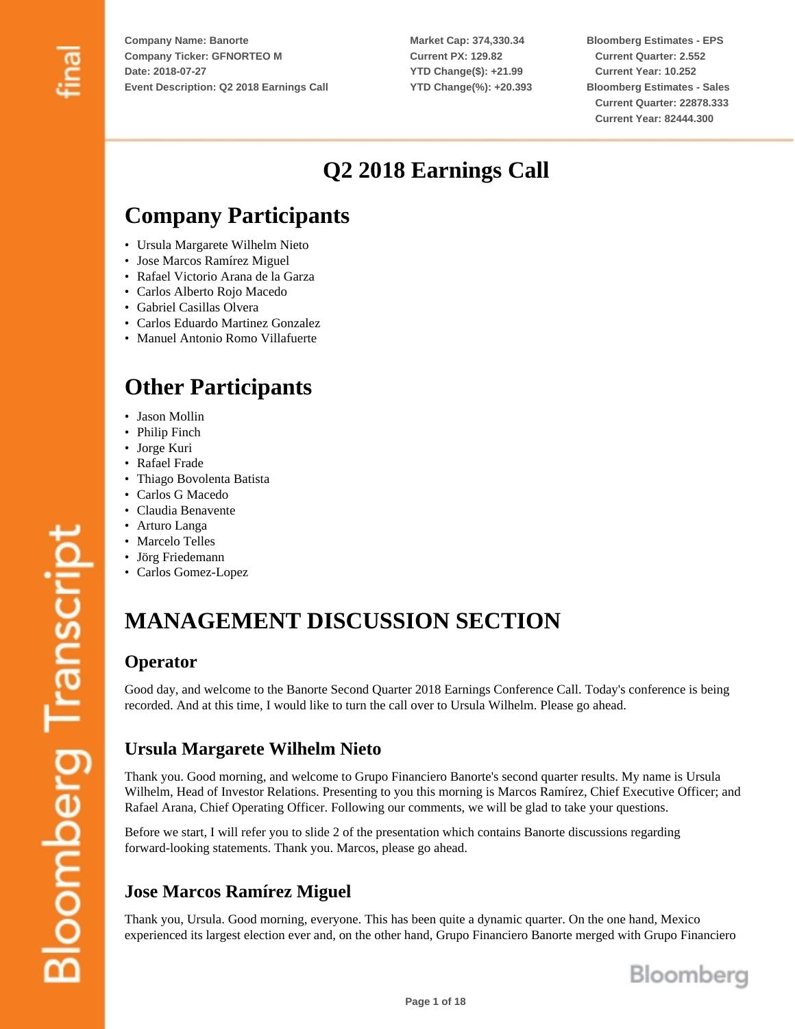Company Name: Banorte
Company Ticker: GFNORTEO M
Date: 2018-07-27
Event Description: Q2 2018 Earnings Call

Market Cap: 374,330.34
Current PX: 129.82
YTD Change($): +21.99
YTD Change(%): +20.393

Bloomberg Estimates - EPS
Current Quarter: 2.552
Current Year: 10.252
Bloomberg Estimates - Sales
Current Quarter: 22878.333
Current Year: 82444.300

# Q2 2018 Earnings Call

## Company Participants

- Ursula Margarete Wilhelm Nieto
- Jose Marcos Ramírez Miguel
- Rafael Victorio Arana de la Garza
- Carlos Alberto Rojo Macedo
- Gabriel Casillas Olvera
- Carlos Eduardo Martinez Gonzalez
- Manuel Antonio Romo Villafuerte

## Other Participants

- Jason Mollin
- Philip Finch
- Jorge Kuri
- Rafael Frade
- Thiago Bovolenta Batista
- Carlos G Macedo
- Claudia Benavente
- Arturo Langa
- Marcelo Telles
- Jörg Friedemann
- Carlos Gomez-Lopez

## MANAGEMENT DISCUSSION SECTION

### Operator

Good day, and welcome to the Banorte Second Quarter 2018 Earnings Conference Call. Today's conference is being recorded. And at this time, I would like to turn the call over to Ursula Wilhelm. Please go ahead.

### Ursula Margarete Wilhelm Nieto

Thank you. Good morning, and welcome to Grupo Financiero Banorte's second quarter results. My name is Ursula Wilhelm, Head of Investor Relations. Presenting to you this morning is Marcos Ramírez, Chief Executive Officer; and Rafael Arana, Chief Operating Officer. Following our comments, we will be glad to take your questions.

Before we start, I will refer you to slide 2 of the presentation which contains Banorte discussions regarding forward-looking statements. Thank you. Marcos, please go ahead.

### Jose Marcos Ramírez Miguel

Thank you, Ursula. Good morning, everyone. This has been quite a dynamic quarter. On the one hand, Mexico experienced its largest election ever and, on the other hand, Grupo Financiero Banorte merged with Grupo Financiero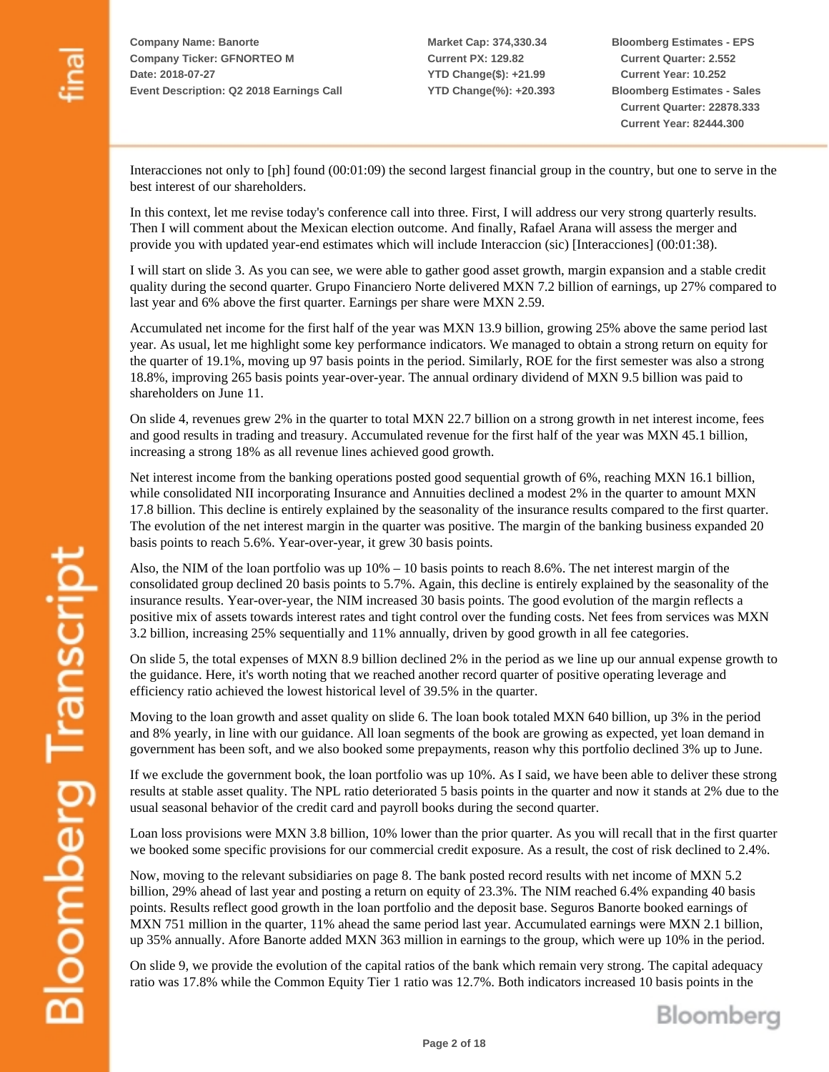Interacciones not only to [ph] found (00:01:09) the second largest financial group in the country, but one to serve in the best interest of our shareholders.

In this context, let me revise today's conference call into three. First, I will address our very strong quarterly results. Then I will comment about the Mexican election outcome. And finally, Rafael Arana will assess the merger and provide you with updated year-end estimates which will include Interaccion (sic) [Interacciones] (00:01:38).

I will start on slide 3. As you can see, we were able to gather good asset growth, margin expansion and a stable credit quality during the second quarter. Grupo Financiero Norte delivered MXN 7.2 billion of earnings, up 27% compared to last year and 6% above the first quarter. Earnings per share were MXN 2.59.

Accumulated net income for the first half of the year was MXN 13.9 billion, growing 25% above the same period last year. As usual, let me highlight some key performance indicators. We managed to obtain a strong return on equity for the quarter of 19.1%, moving up 97 basis points in the period. Similarly, ROE for the first semester was also a strong 18.8%, improving 265 basis points year-over-year. The annual ordinary dividend of MXN 9.5 billion was paid to shareholders on June 11.

On slide 4, revenues grew 2% in the quarter to total MXN 22.7 billion on a strong growth in net interest income, fees and good results in trading and treasury. Accumulated revenue for the first half of the year was MXN 45.1 billion, increasing a strong 18% as all revenue lines achieved good growth.

Net interest income from the banking operations posted good sequential growth of 6%, reaching MXN 16.1 billion, while consolidated NII incorporating Insurance and Annuities declined a modest 2% in the quarter to amount MXN 17.8 billion. This decline is entirely explained by the seasonality of the insurance results compared to the first quarter. The evolution of the net interest margin in the quarter was positive. The margin of the banking business expanded 20 basis points to reach 5.6%. Year-over-year, it grew 30 basis points.

Also, the NIM of the loan portfolio was up 10% – 10 basis points to reach 8.6%. The net interest margin of the consolidated group declined 20 basis points to 5.7%. Again, this decline is entirely explained by the seasonality of the insurance results. Year-over-year, the NIM increased 30 basis points. The good evolution of the margin reflects a positive mix of assets towards interest rates and tight control over the funding costs. Net fees from services was MXN 3.2 billion, increasing 25% sequentially and 11% annually, driven by good growth in all fee categories.

On slide 5, the total expenses of MXN 8.9 billion declined 2% in the period as we line up our annual expense growth to the guidance. Here, it's worth noting that we reached another record quarter of positive operating leverage and efficiency ratio achieved the lowest historical level of 39.5% in the quarter.

Moving to the loan growth and asset quality on slide 6. The loan book totaled MXN 640 billion, up 3% in the period and 8% yearly, in line with our guidance. All loan segments of the book are growing as expected, yet loan demand in government has been soft, and we also booked some prepayments, reason why this portfolio declined 3% up to June.

If we exclude the government book, the loan portfolio was up 10%. As I said, we have been able to deliver these strong results at stable asset quality. The NPL ratio deteriorated 5 basis points in the quarter and now it stands at 2% due to the usual seasonal behavior of the credit card and payroll books during the second quarter.

Loan loss provisions were MXN 3.8 billion, 10% lower than the prior quarter. As you will recall that in the first quarter we booked some specific provisions for our commercial credit exposure. As a result, the cost of risk declined to 2.4%.

Now, moving to the relevant subsidiaries on page 8. The bank posted record results with net income of MXN 5.2 billion, 29% ahead of last year and posting a return on equity of 23.3%. The NIM reached 6.4% expanding 40 basis points. Results reflect good growth in the loan portfolio and the deposit base. Seguros Banorte booked earnings of MXN 751 million in the quarter, 11% ahead the same period last year. Accumulated earnings were MXN 2.1 billion, up 35% annually. Afore Banorte added MXN 363 million in earnings to the group, which were up 10% in the period.

On slide 9, we provide the evolution of the capital ratios of the bank which remain very strong. The capital adequacy ratio was 17.8% while the Common Equity Tier 1 ratio was 12.7%. Both indicators increased 10 basis points in the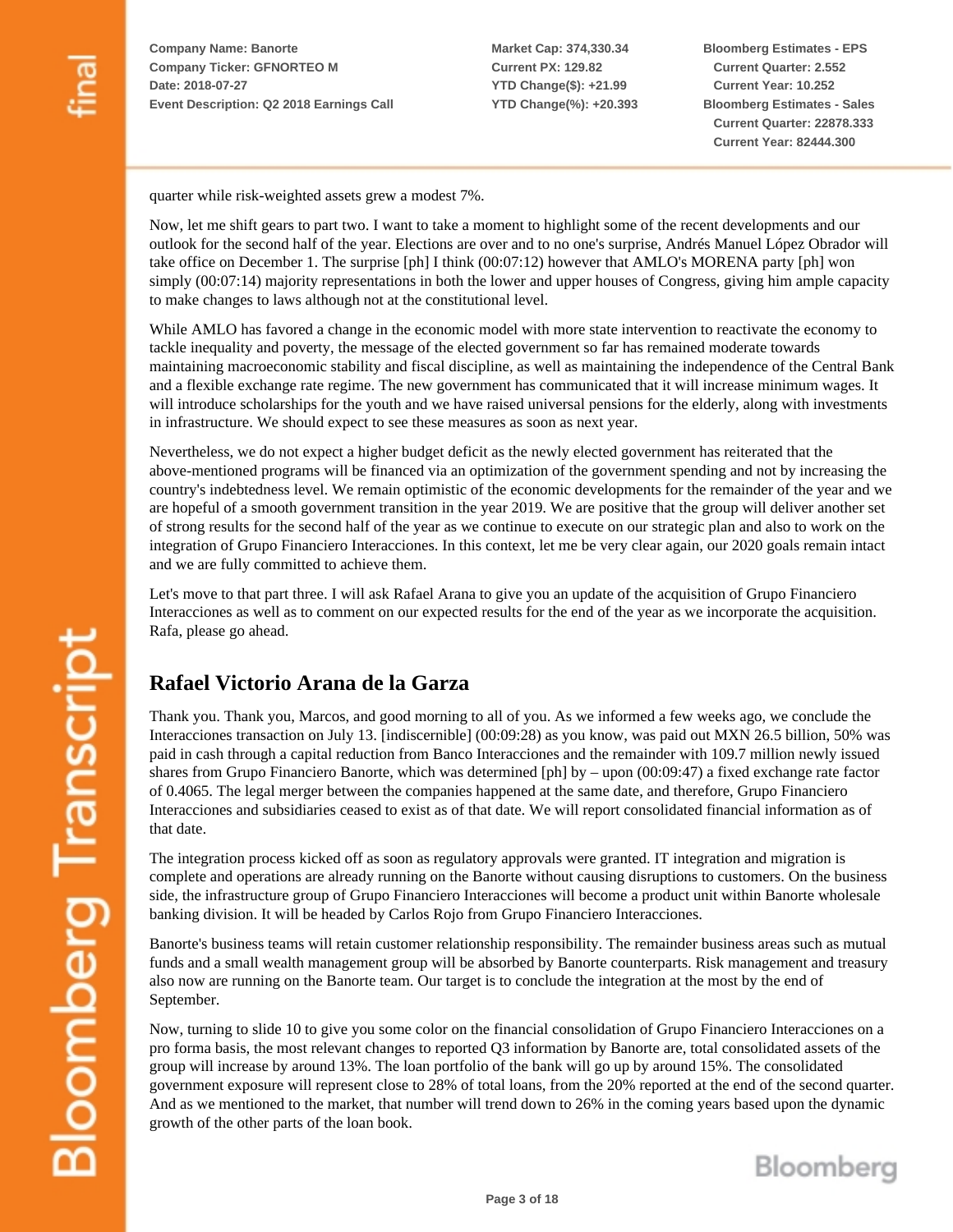quarter while risk-weighted assets grew a modest 7%.

Now, let me shift gears to part two. I want to take a moment to highlight some of the recent developments and our outlook for the second half of the year. Elections are over and to no one's surprise, Andrés Manuel López Obrador will take office on December 1. The surprise [ph] I think (00:07:12) however that AMLO's MORENA party [ph] won simply (00:07:14) majority representations in both the lower and upper houses of Congress, giving him ample capacity to make changes to laws although not at the constitutional level.

While AMLO has favored a change in the economic model with more state intervention to reactivate the economy to tackle inequality and poverty, the message of the elected government so far has remained moderate towards maintaining macroeconomic stability and fiscal discipline, as well as maintaining the independence of the Central Bank and a flexible exchange rate regime. The new government has communicated that it will increase minimum wages. It will introduce scholarships for the youth and we have raised universal pensions for the elderly, along with investments in infrastructure. We should expect to see these measures as soon as next year.

Nevertheless, we do not expect a higher budget deficit as the newly elected government has reiterated that the above-mentioned programs will be financed via an optimization of the government spending and not by increasing the country's indebtedness level. We remain optimistic of the economic developments for the remainder of the year and we are hopeful of a smooth government transition in the year 2019. We are positive that the group will deliver another set of strong results for the second half of the year as we continue to execute on our strategic plan and also to work on the integration of Grupo Financiero Interacciones. In this context, let me be very clear again, our 2020 goals remain intact and we are fully committed to achieve them.

Let's move to that part three. I will ask Rafael Arana to give you an update of the acquisition of Grupo Financiero Interacciones as well as to comment on our expected results for the end of the year as we incorporate the acquisition. Rafa, please go ahead.

## Rafael Victorio Arana de la Garza

Thank you. Thank you, Marcos, and good morning to all of you. As we informed a few weeks ago, we conclude the Interacciones transaction on July 13. [indiscernible] (00:09:28) as you know, was paid out MXN 26.5 billion, 50% was paid in cash through a capital reduction from Banco Interacciones and the remainder with 109.7 million newly issued shares from Grupo Financiero Banorte, which was determined [ph] by – upon (00:09:47) a fixed exchange rate factor of 0.4065. The legal merger between the companies happened at the same date, and therefore, Grupo Financiero Interacciones and subsidiaries ceased to exist as of that date. We will report consolidated financial information as of that date.

The integration process kicked off as soon as regulatory approvals were granted. IT integration and migration is complete and operations are already running on the Banorte without causing disruptions to customers. On the business side, the infrastructure group of Grupo Financiero Interacciones will become a product unit within Banorte wholesale banking division. It will be headed by Carlos Rojo from Grupo Financiero Interacciones.

Banorte's business teams will retain customer relationship responsibility. The remainder business areas such as mutual funds and a small wealth management group will be absorbed by Banorte counterparts. Risk management and treasury also now are running on the Banorte team. Our target is to conclude the integration at the most by the end of September.

Now, turning to slide 10 to give you some color on the financial consolidation of Grupo Financiero Interacciones on a pro forma basis, the most relevant changes to reported Q3 information by Banorte are, total consolidated assets of the group will increase by around 13%. The loan portfolio of the bank will go up by around 15%. The consolidated government exposure will represent close to 28% of total loans, from the 20% reported at the end of the second quarter. And as we mentioned to the market, that number will trend down to 26% in the coming years based upon the dynamic growth of the other parts of the loan book.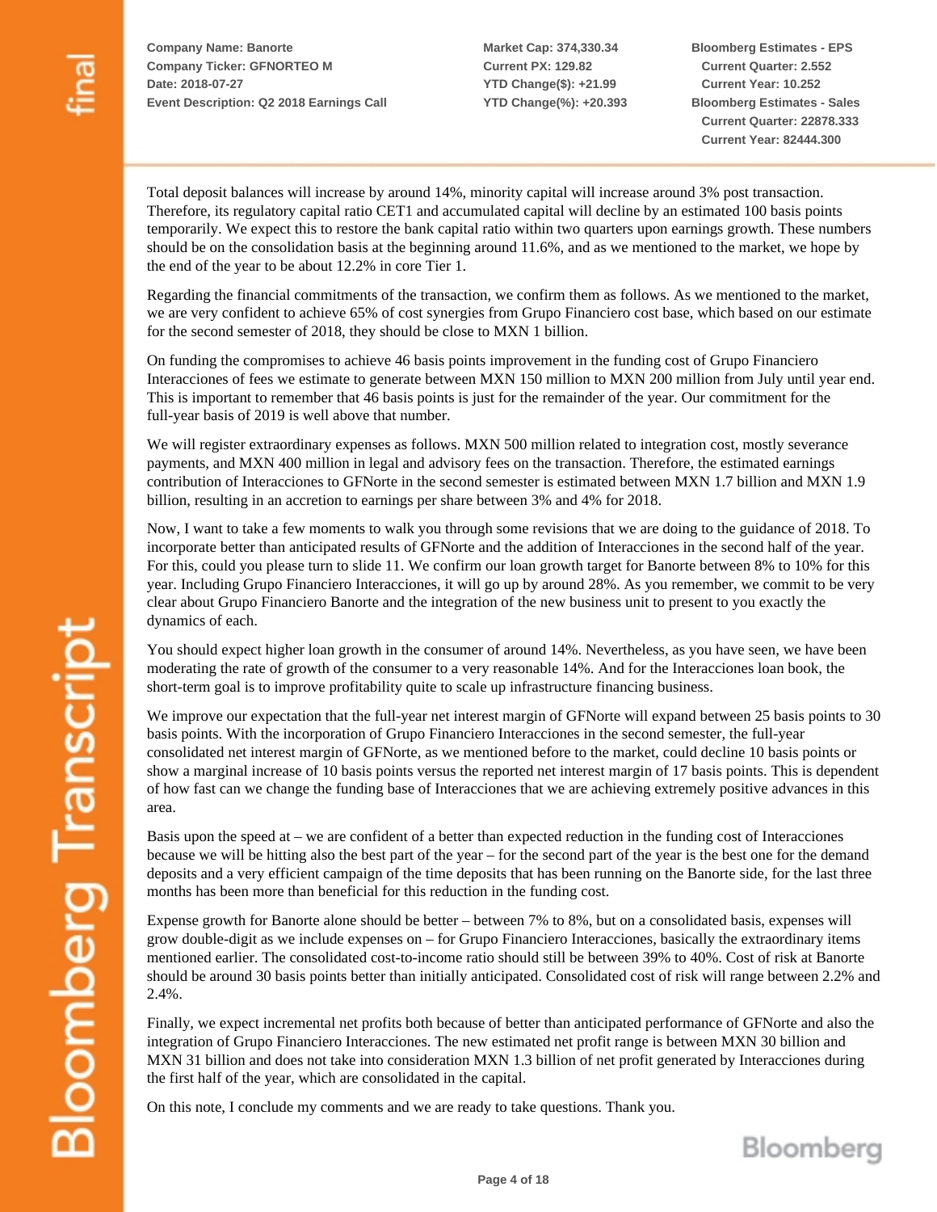Total deposit balances will increase by around 14%, minority capital will increase around 3% post transaction. Therefore, its regulatory capital ratio CET1 and accumulated capital will decline by an estimated 100 basis points temporarily. We expect this to restore the bank capital ratio within two quarters upon earnings growth. These numbers should be on the consolidation basis at the beginning around 11.6%, and as we mentioned to the market, we hope by the end of the year to be about 12.2% in core Tier 1.

Regarding the financial commitments of the transaction, we confirm them as follows. As we mentioned to the market, we are very confident to achieve 65% of cost synergies from Grupo Financiero cost base, which based on our estimate for the second semester of 2018, they should be close to MXN 1 billion.

On funding the compromises to achieve 46 basis points improvement in the funding cost of Grupo Financiero Interacciones of fees we estimate to generate between MXN 150 million to MXN 200 million from July until year end. This is important to remember that 46 basis points is just for the remainder of the year. Our commitment for the full-year basis of 2019 is well above that number.

We will register extraordinary expenses as follows. MXN 500 million related to integration cost, mostly severance payments, and MXN 400 million in legal and advisory fees on the transaction. Therefore, the estimated earnings contribution of Interacciones to GFNorte in the second semester is estimated between MXN 1.7 billion and MXN 1.9 billion, resulting in an accretion to earnings per share between 3% and 4% for 2018.

Now, I want to take a few moments to walk you through some revisions that we are doing to the guidance of 2018. To incorporate better than anticipated results of GFNorte and the addition of Interacciones in the second half of the year. For this, could you please turn to slide 11. We confirm our loan growth target for Banorte between 8% to 10% for this year. Including Grupo Financiero Interacciones, it will go up by around 28%. As you remember, we commit to be very clear about Grupo Financiero Banorte and the integration of the new business unit to present to you exactly the dynamics of each.

You should expect higher loan growth in the consumer of around 14%. Nevertheless, as you have seen, we have been moderating the rate of growth of the consumer to a very reasonable 14%. And for the Interacciones loan book, the short-term goal is to improve profitability quite to scale up infrastructure financing business.

We improve our expectation that the full-year net interest margin of GFNorte will expand between 25 basis points to 30 basis points. With the incorporation of Grupo Financiero Interacciones in the second semester, the full-year consolidated net interest margin of GFNorte, as we mentioned before to the market, could decline 10 basis points or show a marginal increase of 10 basis points versus the reported net interest margin of 17 basis points. This is dependent of how fast can we change the funding base of Interacciones that we are achieving extremely positive advances in this area.

Basis upon the speed at – we are confident of a better than expected reduction in the funding cost of Interacciones because we will be hitting also the best part of the year – for the second part of the year is the best one for the demand deposits and a very efficient campaign of the time deposits that has been running on the Banorte side, for the last three months has been more than beneficial for this reduction in the funding cost.

Expense growth for Banorte alone should be better – between 7% to 8%, but on a consolidated basis, expenses will grow double-digit as we include expenses on – for Grupo Financiero Interacciones, basically the extraordinary items mentioned earlier. The consolidated cost-to-income ratio should still be between 39% to 40%. Cost of risk at Banorte should be around 30 basis points better than initially anticipated. Consolidated cost of risk will range between 2.2% and 2.4%.

Finally, we expect incremental net profits both because of better than anticipated performance of GFNorte and also the integration of Grupo Financiero Interacciones. The new estimated net profit range is between MXN 30 billion and MXN 31 billion and does not take into consideration MXN 1.3 billion of net profit generated by Interacciones during the first half of the year, which are consolidated in the capital.

On this note, I conclude my comments and we are ready to take questions. Thank you.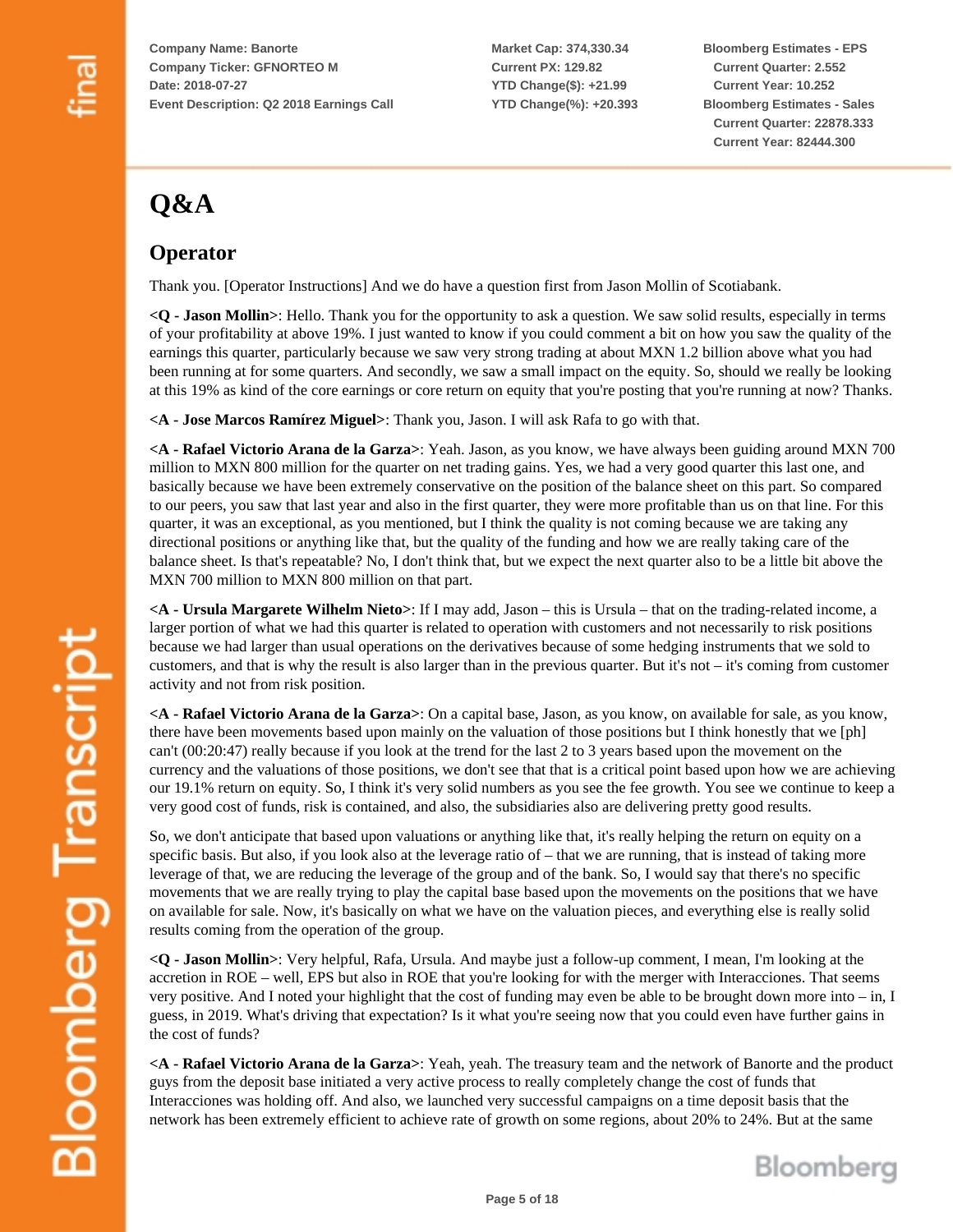## Q&A

### Operator

Thank you. [Operator Instructions] And we do have a question first from Jason Mollin of Scotiabank.

**<Q - Jason Mollin>**: Hello. Thank you for the opportunity to ask a question. We saw solid results, especially in terms of your profitability at above 19%. I just wanted to know if you could comment a bit on how you saw the quality of the earnings this quarter, particularly because we saw very strong trading at about MXN 1.2 billion above what you had been running at for some quarters. And secondly, we saw a small impact on the equity. So, should we really be looking at this 19% as kind of the core earnings or core return on equity that you're posting that you're running at now? Thanks.

**<A - Jose Marcos Ramírez Miguel>**: Thank you, Jason. I will ask Rafa to go with that.

**<A - Rafael Victorio Arana de la Garza>**: Yeah. Jason, as you know, we have always been guiding around MXN 700 million to MXN 800 million for the quarter on net trading gains. Yes, we had a very good quarter this last one, and basically because we have been extremely conservative on the position of the balance sheet on this part. So compared to our peers, you saw that last year and also in the first quarter, they were more profitable than us on that line. For this quarter, it was an exceptional, as you mentioned, but I think the quality is not coming because we are taking any directional positions or anything like that, but the quality of the funding and how we are really taking care of the balance sheet. Is that's repeatable? No, I don't think that, but we expect the next quarter also to be a little bit above the MXN 700 million to MXN 800 million on that part.

**<A - Ursula Margarete Wilhelm Nieto>**: If I may add, Jason – this is Ursula – that on the trading-related income, a larger portion of what we had this quarter is related to operation with customers and not necessarily to risk positions because we had larger than usual operations on the derivatives because of some hedging instruments that we sold to customers, and that is why the result is also larger than in the previous quarter. But it's not – it's coming from customer activity and not from risk position.

**<A - Rafael Victorio Arana de la Garza>**: On a capital base, Jason, as you know, on available for sale, as you know, there have been movements based upon mainly on the valuation of those positions but I think honestly that we [ph] can't (00:20:47) really because if you look at the trend for the last 2 to 3 years based upon the movement on the currency and the valuations of those positions, we don't see that that is a critical point based upon how we are achieving our 19.1% return on equity. So, I think it's very solid numbers as you see the fee growth. You see we continue to keep a very good cost of funds, risk is contained, and also, the subsidiaries also are delivering pretty good results.

So, we don't anticipate that based upon valuations or anything like that, it's really helping the return on equity on a specific basis. But also, if you look also at the leverage ratio of – that we are running, that is instead of taking more leverage of that, we are reducing the leverage of the group and of the bank. So, I would say that there's no specific movements that we are really trying to play the capital base based upon the movements on the positions that we have on available for sale. Now, it's basically on what we have on the valuation pieces, and everything else is really solid results coming from the operation of the group.

**<Q - Jason Mollin>**: Very helpful, Rafa, Ursula. And maybe just a follow-up comment, I mean, I'm looking at the accretion in ROE – well, EPS but also in ROE that you're looking for with the merger with Interacciones. That seems very positive. And I noted your highlight that the cost of funding may even be able to be brought down more into – in, I guess, in 2019. What's driving that expectation? Is it what you're seeing now that you could even have further gains in the cost of funds?

**<A - Rafael Victorio Arana de la Garza>**: Yeah, yeah. The treasury team and the network of Banorte and the product guys from the deposit base initiated a very active process to really completely change the cost of funds that Interacciones was holding off. And also, we launched very successful campaigns on a time deposit basis that the network has been extremely efficient to achieve rate of growth on some regions, about 20% to 24%. But at the same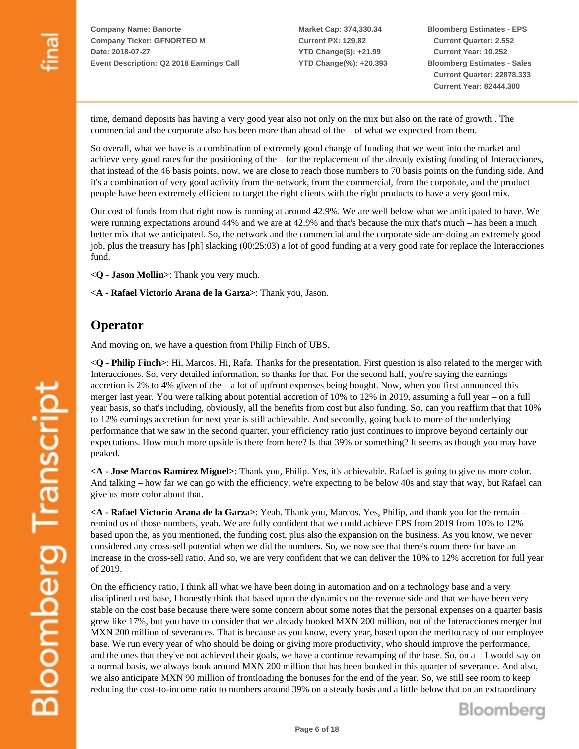time, demand deposits has having a very good year also not only on the mix but also on the rate of growth . The commercial and the corporate also has been more than ahead of the – of what we expected from them.

So overall, what we have is a combination of extremely good change of funding that we went into the market and achieve very good rates for the positioning of the – for the replacement of the already existing funding of Interacciones, that instead of the 46 basis points, now, we are close to reach those numbers to 70 basis points on the funding side. And it's a combination of very good activity from the network, from the commercial, from the corporate, and the product people have been extremely efficient to target the right clients with the right products to have a very good mix.

Our cost of funds from that right now is running at around 42.9%. We are well below what we anticipated to have. We were running expectations around 44% and we are at 42.9% and that's because the mix that's much – has been a much better mix that we anticipated. So, the network and the commercial and the corporate side are doing an extremely good job, plus the treasury has [ph] slacking (00:25:03) a lot of good funding at a very good rate for replace the Interacciones fund.

**<Q - Jason Mollin>**: Thank you very much.

**<A - Rafael Victorio Arana de la Garza>**: Thank you, Jason.

## Operator

And moving on, we have a question from Philip Finch of UBS.

**<Q - Philip Finch>**: Hi, Marcos. Hi, Rafa. Thanks for the presentation. First question is also related to the merger with Interacciones. So, very detailed information, so thanks for that. For the second half, you're saying the earnings accretion is 2% to 4% given of the – a lot of upfront expenses being bought. Now, when you first announced this merger last year. You were talking about potential accretion of 10% to 12% in 2019, assuming a full year – on a full year basis, so that's including, obviously, all the benefits from cost but also funding. So, can you reaffirm that that 10% to 12% earnings accretion for next year is still achievable. And secondly, going back to more of the underlying performance that we saw in the second quarter, your efficiency ratio just continues to improve beyond certainly our expectations. How much more upside is there from here? Is that 39% or something? It seems as though you may have peaked.

**<A - Jose Marcos Ramírez Miguel>**: Thank you, Philip. Yes, it's achievable. Rafael is going to give us more color. And talking – how far we can go with the efficiency, we're expecting to be below 40s and stay that way, but Rafael can give us more color about that.

**<A - Rafael Victorio Arana de la Garza>**: Yeah. Thank you, Marcos. Yes, Philip, and thank you for the remain – remind us of those numbers, yeah. We are fully confident that we could achieve EPS from 2019 from 10% to 12% based upon the, as you mentioned, the funding cost, plus also the expansion on the business. As you know, we never considered any cross-sell potential when we did the numbers. So, we now see that there's room there for have an increase in the cross-sell ratio. And so, we are very confident that we can deliver the 10% to 12% accretion for full year of 2019.

On the efficiency ratio, I think all what we have been doing in automation and on a technology base and a very disciplined cost base, I honestly think that based upon the dynamics on the revenue side and that we have been very stable on the cost base because there were some concern about some notes that the personal expenses on a quarter basis grew like 17%, but you have to consider that we already booked MXN 200 million, not of the Interacciones merger but MXN 200 million of severances. That is because as you know, every year, based upon the meritocracy of our employee base. We run every year of who should be doing or giving more productivity, who should improve the performance, and the ones that they've not achieved their goals, we have a continue revamping of the base. So, on a – I would say on a normal basis, we always book around MXN 200 million that has been booked in this quarter of severance. And also, we also anticipate MXN 90 million of frontloading the bonuses for the end of the year. So, we still see room to keep reducing the cost-to-income ratio to numbers around 39% on a steady basis and a little below that on an extraordinary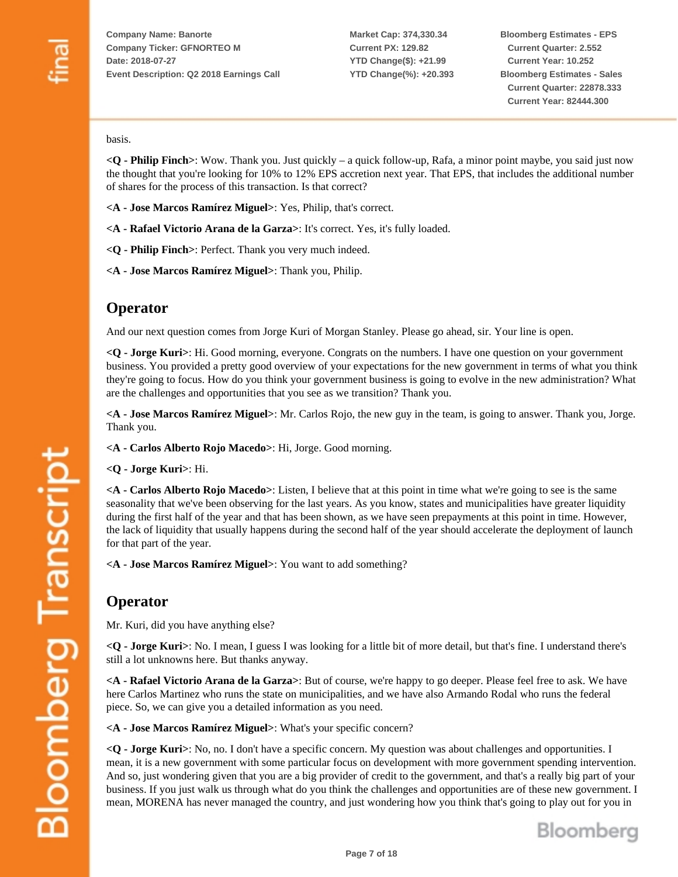basis.

**<Q - Philip Finch>**: Wow. Thank you. Just quickly – a quick follow-up, Rafa, a minor point maybe, you said just now the thought that you're looking for 10% to 12% EPS accretion next year. That EPS, that includes the additional number of shares for the process of this transaction. Is that correct?

**<A - Jose Marcos Ramírez Miguel>**: Yes, Philip, that's correct.

**<A - Rafael Victorio Arana de la Garza>**: It's correct. Yes, it's fully loaded.

**<Q - Philip Finch>**: Perfect. Thank you very much indeed.

**<A - Jose Marcos Ramírez Miguel>**: Thank you, Philip.

## Operator

And our next question comes from Jorge Kuri of Morgan Stanley. Please go ahead, sir. Your line is open.

**<Q - Jorge Kuri>**: Hi. Good morning, everyone. Congrats on the numbers. I have one question on your government business. You provided a pretty good overview of your expectations for the new government in terms of what you think they're going to focus. How do you think your government business is going to evolve in the new administration? What are the challenges and opportunities that you see as we transition? Thank you.

**<A - Jose Marcos Ramírez Miguel>**: Mr. Carlos Rojo, the new guy in the team, is going to answer. Thank you, Jorge. Thank you.

**<A - Carlos Alberto Rojo Macedo>**: Hi, Jorge. Good morning.

**<Q - Jorge Kuri>**: Hi.

**<A - Carlos Alberto Rojo Macedo>**: Listen, I believe that at this point in time what we're going to see is the same seasonality that we've been observing for the last years. As you know, states and municipalities have greater liquidity during the first half of the year and that has been shown, as we have seen prepayments at this point in time. However, the lack of liquidity that usually happens during the second half of the year should accelerate the deployment of launch for that part of the year.

**<A - Jose Marcos Ramírez Miguel>**: You want to add something?

## Operator

Mr. Kuri, did you have anything else?

**<Q - Jorge Kuri>**: No. I mean, I guess I was looking for a little bit of more detail, but that's fine. I understand there's still a lot unknowns here. But thanks anyway.

**<A - Rafael Victorio Arana de la Garza>**: But of course, we're happy to go deeper. Please feel free to ask. We have here Carlos Martinez who runs the state on municipalities, and we have also Armando Rodal who runs the federal piece. So, we can give you a detailed information as you need.

**<A - Jose Marcos Ramírez Miguel>**: What's your specific concern?

**<Q - Jorge Kuri>**: No, no. I don't have a specific concern. My question was about challenges and opportunities. I mean, it is a new government with some particular focus on development with more government spending intervention. And so, just wondering given that you are a big provider of credit to the government, and that's a really big part of your business. If you just walk us through what do you think the challenges and opportunities are of these new government. I mean, MORENA has never managed the country, and just wondering how you think that's going to play out for you in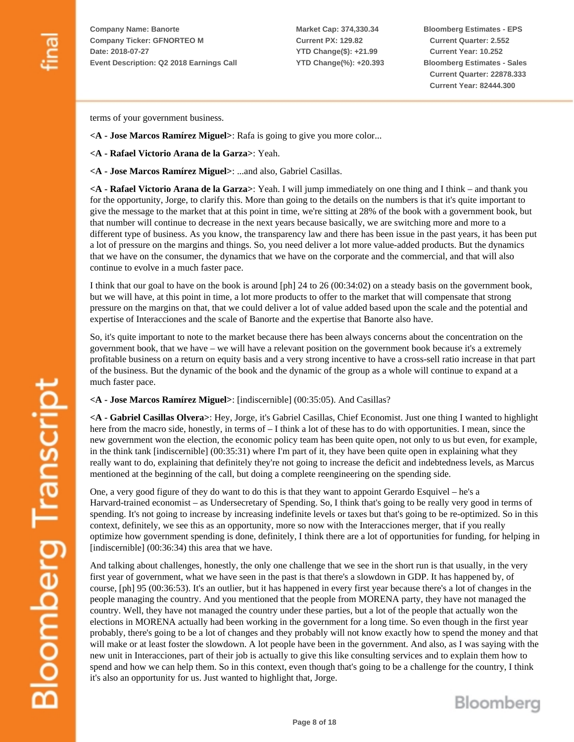terms of your government business.

**<A - Jose Marcos Ramírez Miguel>**: Rafa is going to give you more color...

**<A - Rafael Victorio Arana de la Garza>**: Yeah.

**<A - Jose Marcos Ramírez Miguel>**: ...and also, Gabriel Casillas.

**<A - Rafael Victorio Arana de la Garza>**: Yeah. I will jump immediately on one thing and I think – and thank you for the opportunity, Jorge, to clarify this. More than going to the details on the numbers is that it's quite important to give the message to the market that at this point in time, we're sitting at 28% of the book with a government book, but that number will continue to decrease in the next years because basically, we are switching more and more to a different type of business. As you know, the transparency law and there has been issue in the past years, it has been put a lot of pressure on the margins and things. So, you need deliver a lot more value-added products. But the dynamics that we have on the consumer, the dynamics that we have on the corporate and the commercial, and that will also continue to evolve in a much faster pace.

I think that our goal to have on the book is around [ph] 24 to 26 (00:34:02) on a steady basis on the government book, but we will have, at this point in time, a lot more products to offer to the market that will compensate that strong pressure on the margins on that, that we could deliver a lot of value added based upon the scale and the potential and expertise of Interacciones and the scale of Banorte and the expertise that Banorte also have.

So, it's quite important to note to the market because there has been always concerns about the concentration on the government book, that we have – we will have a relevant position on the government book because it's a extremely profitable business on a return on equity basis and a very strong incentive to have a cross-sell ratio increase in that part of the business. But the dynamic of the book and the dynamic of the group as a whole will continue to expand at a much faster pace.

**<A - Jose Marcos Ramírez Miguel>**: [indiscernible] (00:35:05). And Casillas?

**<A - Gabriel Casillas Olvera>**: Hey, Jorge, it's Gabriel Casillas, Chief Economist. Just one thing I wanted to highlight here from the macro side, honestly, in terms of – I think a lot of these has to do with opportunities. I mean, since the new government won the election, the economic policy team has been quite open, not only to us but even, for example, in the think tank [indiscernible] (00:35:31) where I'm part of it, they have been quite open in explaining what they really want to do, explaining that definitely they're not going to increase the deficit and indebtedness levels, as Marcus mentioned at the beginning of the call, but doing a complete reengineering on the spending side.

One, a very good figure of they do want to do this is that they want to appoint Gerardo Esquivel – he's a Harvard-trained economist – as Undersecretary of Spending. So, I think that's going to be really very good in terms of spending. It's not going to increase by increasing indefinite levels or taxes but that's going to be re-optimized. So in this context, definitely, we see this as an opportunity, more so now with the Interacciones merger, that if you really optimize how government spending is done, definitely, I think there are a lot of opportunities for funding, for helping in [indiscernible] (00:36:34) this area that we have.

And talking about challenges, honestly, the only one challenge that we see in the short run is that usually, in the very first year of government, what we have seen in the past is that there's a slowdown in GDP. It has happened by, of course, [ph] 95 (00:36:53). It's an outlier, but it has happened in every first year because there's a lot of changes in the people managing the country. And you mentioned that the people from MORENA party, they have not managed the country. Well, they have not managed the country under these parties, but a lot of the people that actually won the elections in MORENA actually had been working in the government for a long time. So even though in the first year probably, there's going to be a lot of changes and they probably will not know exactly how to spend the money and that will make or at least foster the slowdown. A lot people have been in the government. And also, as I was saying with the new unit in Interacciones, part of their job is actually to give this like consulting services and to explain them how to spend and how we can help them. So in this context, even though that's going to be a challenge for the country, I think it's also an opportunity for us. Just wanted to highlight that, Jorge.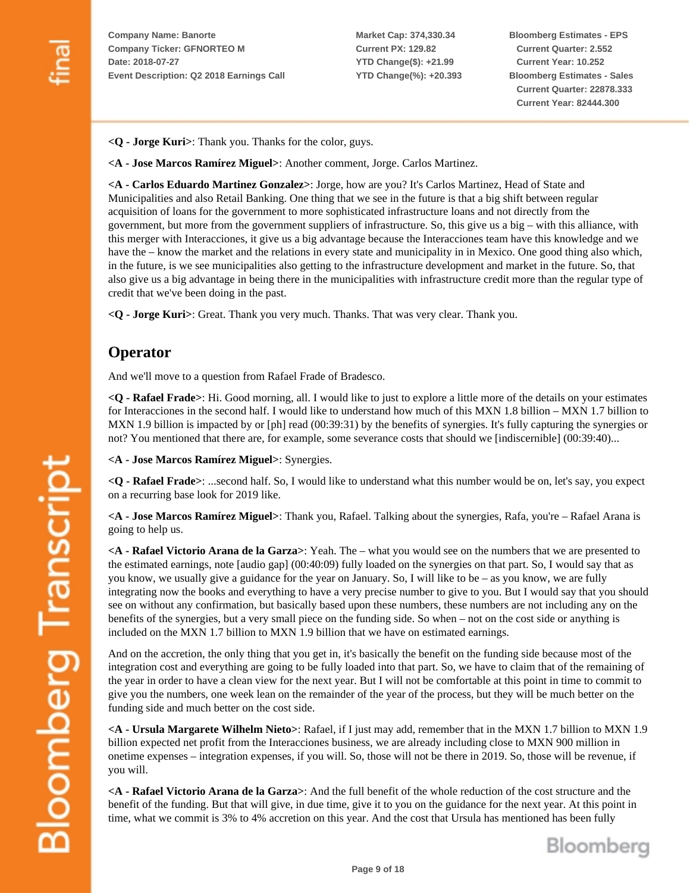**<Q - Jorge Kuri>**: Thank you. Thanks for the color, guys.

**<A - Jose Marcos Ramírez Miguel>**: Another comment, Jorge. Carlos Martinez.

**<A - Carlos Eduardo Martinez Gonzalez>**: Jorge, how are you? It's Carlos Martinez, Head of State and Municipalities and also Retail Banking. One thing that we see in the future is that a big shift between regular acquisition of loans for the government to more sophisticated infrastructure loans and not directly from the government, but more from the government suppliers of infrastructure. So, this give us a big – with this alliance, with this merger with Interacciones, it give us a big advantage because the Interacciones team have this knowledge and we have the – know the market and the relations in every state and municipality in in Mexico. One good thing also which, in the future, is we see municipalities also getting to the infrastructure development and market in the future. So, that also give us a big advantage in being there in the municipalities with infrastructure credit more than the regular type of credit that we've been doing in the past.

**<Q - Jorge Kuri>**: Great. Thank you very much. Thanks. That was very clear. Thank you.

## Operator

And we'll move to a question from Rafael Frade of Bradesco.

**<Q - Rafael Frade>**: Hi. Good morning, all. I would like to just to explore a little more of the details on your estimates for Interacciones in the second half. I would like to understand how much of this MXN 1.8 billion – MXN 1.7 billion to MXN 1.9 billion is impacted by or [ph] read (00:39:31) by the benefits of synergies. It's fully capturing the synergies or not? You mentioned that there are, for example, some severance costs that should we [indiscernible] (00:39:40)...

**<A - Jose Marcos Ramírez Miguel>**: Synergies.

**<Q - Rafael Frade>**: ...second half. So, I would like to understand what this number would be on, let's say, you expect on a recurring base look for 2019 like.

**<A - Jose Marcos Ramírez Miguel>**: Thank you, Rafael. Talking about the synergies, Rafa, you're – Rafael Arana is going to help us.

**<A - Rafael Victorio Arana de la Garza>**: Yeah. The – what you would see on the numbers that we are presented to the estimated earnings, note [audio gap] (00:40:09) fully loaded on the synergies on that part. So, I would say that as you know, we usually give a guidance for the year on January. So, I will like to be – as you know, we are fully integrating now the books and everything to have a very precise number to give to you. But I would say that you should see on without any confirmation, but basically based upon these numbers, these numbers are not including any on the benefits of the synergies, but a very small piece on the funding side. So when – not on the cost side or anything is included on the MXN 1.7 billion to MXN 1.9 billion that we have on estimated earnings.

And on the accretion, the only thing that you get in, it's basically the benefit on the funding side because most of the integration cost and everything are going to be fully loaded into that part. So, we have to claim that of the remaining of the year in order to have a clean view for the next year. But I will not be comfortable at this point in time to commit to give you the numbers, one week lean on the remainder of the year of the process, but they will be much better on the funding side and much better on the cost side.

**<A - Ursula Margarete Wilhelm Nieto>**: Rafael, if I just may add, remember that in the MXN 1.7 billion to MXN 1.9 billion expected net profit from the Interacciones business, we are already including close to MXN 900 million in onetime expenses – integration expenses, if you will. So, those will not be there in 2019. So, those will be revenue, if you will.

**<A - Rafael Victorio Arana de la Garza>**: And the full benefit of the whole reduction of the cost structure and the benefit of the funding. But that will give, in due time, give it to you on the guidance for the next year. At this point in time, what we commit is 3% to 4% accretion on this year. And the cost that Ursula has mentioned has been fully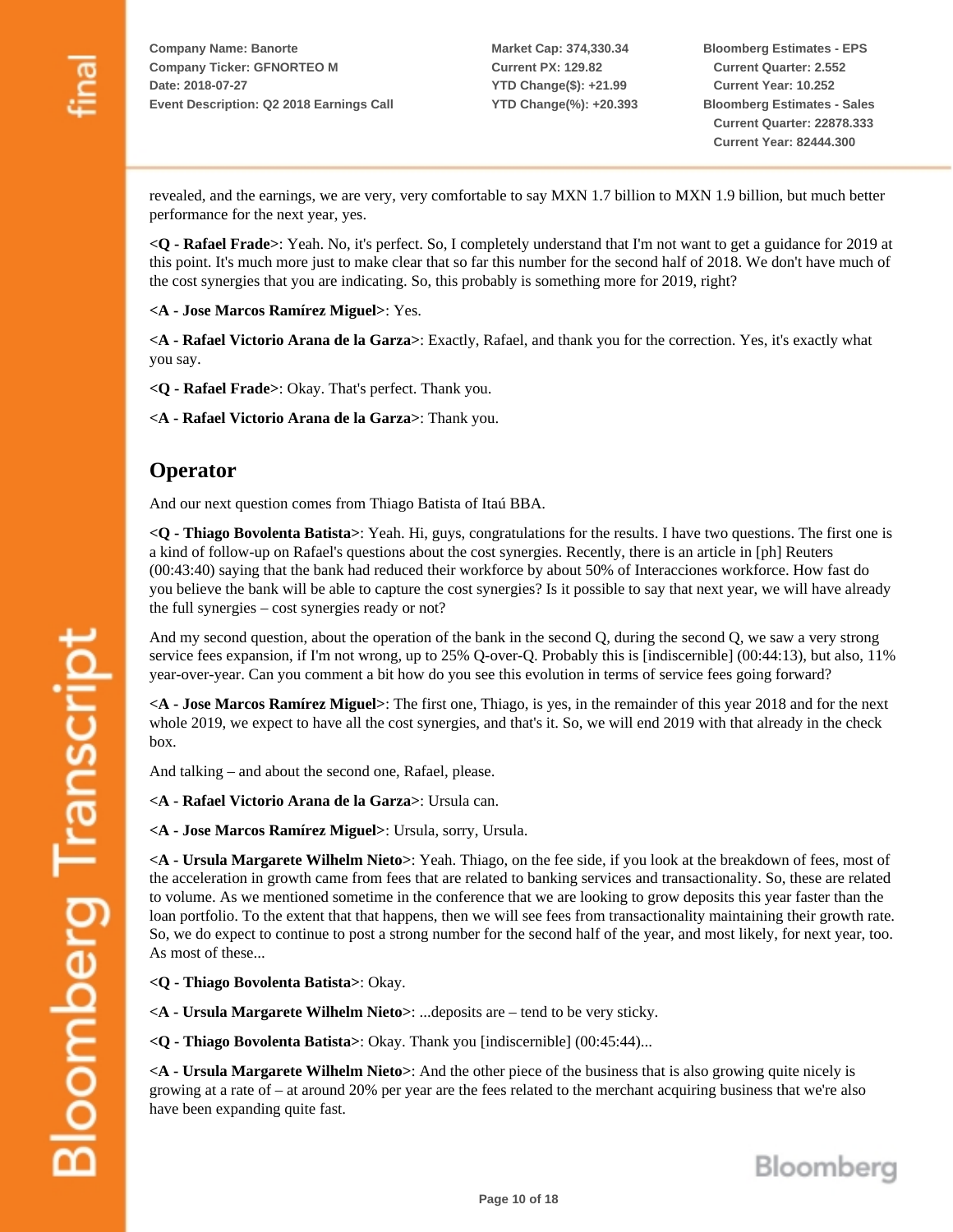revealed, and the earnings, we are very, very comfortable to say MXN 1.7 billion to MXN 1.9 billion, but much better performance for the next year, yes.

**<Q - Rafael Frade>**: Yeah. No, it's perfect. So, I completely understand that I'm not want to get a guidance for 2019 at this point. It's much more just to make clear that so far this number for the second half of 2018. We don't have much of the cost synergies that you are indicating. So, this probably is something more for 2019, right?

**<A - Jose Marcos Ramírez Miguel>**: Yes.

**<A - Rafael Victorio Arana de la Garza>**: Exactly, Rafael, and thank you for the correction. Yes, it's exactly what you say.

**<Q - Rafael Frade>**: Okay. That's perfect. Thank you.

**<A - Rafael Victorio Arana de la Garza>**: Thank you.

## Operator

And our next question comes from Thiago Batista of Itaú BBA.

**<Q - Thiago Bovolenta Batista>**: Yeah. Hi, guys, congratulations for the results. I have two questions. The first one is a kind of follow-up on Rafael's questions about the cost synergies. Recently, there is an article in [ph] Reuters (00:43:40) saying that the bank had reduced their workforce by about 50% of Interacciones workforce. How fast do you believe the bank will be able to capture the cost synergies? Is it possible to say that next year, we will have already the full synergies – cost synergies ready or not?

And my second question, about the operation of the bank in the second Q, during the second Q, we saw a very strong service fees expansion, if I'm not wrong, up to 25% Q-over-Q. Probably this is [indiscernible] (00:44:13), but also, 11% year-over-year. Can you comment a bit how do you see this evolution in terms of service fees going forward?

**<A - Jose Marcos Ramírez Miguel>**: The first one, Thiago, is yes, in the remainder of this year 2018 and for the next whole 2019, we expect to have all the cost synergies, and that's it. So, we will end 2019 with that already in the check box.

And talking – and about the second one, Rafael, please.

**<A - Rafael Victorio Arana de la Garza>**: Ursula can.

**<A - Jose Marcos Ramírez Miguel>**: Ursula, sorry, Ursula.

**<A - Ursula Margarete Wilhelm Nieto>**: Yeah. Thiago, on the fee side, if you look at the breakdown of fees, most of the acceleration in growth came from fees that are related to banking services and transactionality. So, these are related to volume. As we mentioned sometime in the conference that we are looking to grow deposits this year faster than the loan portfolio. To the extent that that happens, then we will see fees from transactionality maintaining their growth rate. So, we do expect to continue to post a strong number for the second half of the year, and most likely, for next year, too. As most of these...

**<Q - Thiago Bovolenta Batista>**: Okay.

**<A - Ursula Margarete Wilhelm Nieto>**: ...deposits are – tend to be very sticky.

**<Q - Thiago Bovolenta Batista>**: Okay. Thank you [indiscernible] (00:45:44)...

**<A - Ursula Margarete Wilhelm Nieto>**: And the other piece of the business that is also growing quite nicely is growing at a rate of – at around 20% per year are the fees related to the merchant acquiring business that we're also have been expanding quite fast.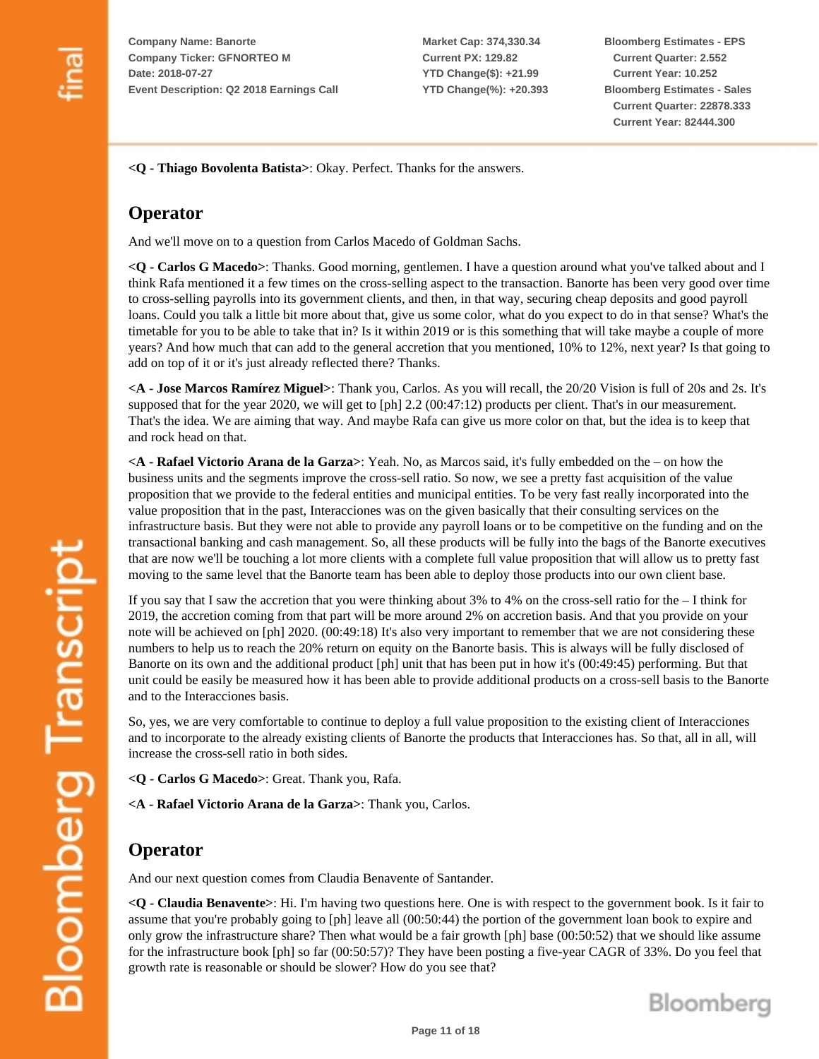**<Q - Thiago Bovolenta Batista>**: Okay. Perfect. Thanks for the answers.

## Operator

And we'll move on to a question from Carlos Macedo of Goldman Sachs.

**<Q - Carlos G Macedo>**: Thanks. Good morning, gentlemen. I have a question around what you've talked about and I think Rafa mentioned it a few times on the cross-selling aspect to the transaction. Banorte has been very good over time to cross-selling payrolls into its government clients, and then, in that way, securing cheap deposits and good payroll loans. Could you talk a little bit more about that, give us some color, what do you expect to do in that sense? What's the timetable for you to be able to take that in? Is it within 2019 or is this something that will take maybe a couple of more years? And how much that can add to the general accretion that you mentioned, 10% to 12%, next year? Is that going to add on top of it or it's just already reflected there? Thanks.

**<A - Jose Marcos Ramírez Miguel>**: Thank you, Carlos. As you will recall, the 20/20 Vision is full of 20s and 2s. It's supposed that for the year 2020, we will get to [ph] 2.2 (00:47:12) products per client. That's in our measurement. That's the idea. We are aiming that way. And maybe Rafa can give us more color on that, but the idea is to keep that and rock head on that.

**<A - Rafael Victorio Arana de la Garza>**: Yeah. No, as Marcos said, it's fully embedded on the – on how the business units and the segments improve the cross-sell ratio. So now, we see a pretty fast acquisition of the value proposition that we provide to the federal entities and municipal entities. To be very fast really incorporated into the value proposition that in the past, Interacciones was on the given basically that their consulting services on the infrastructure basis. But they were not able to provide any payroll loans or to be competitive on the funding and on the transactional banking and cash management. So, all these products will be fully into the bags of the Banorte executives that are now we'll be touching a lot more clients with a complete full value proposition that will allow us to pretty fast moving to the same level that the Banorte team has been able to deploy those products into our own client base.

If you say that I saw the accretion that you were thinking about 3% to 4% on the cross-sell ratio for the – I think for 2019, the accretion coming from that part will be more around 2% on accretion basis. And that you provide on your note will be achieved on [ph] 2020. (00:49:18) It's also very important to remember that we are not considering these numbers to help us to reach the 20% return on equity on the Banorte basis. This is always will be fully disclosed of Banorte on its own and the additional product [ph] unit that has been put in how it's (00:49:45) performing. But that unit could be easily be measured how it has been able to provide additional products on a cross-sell basis to the Banorte and to the Interacciones basis.

So, yes, we are very comfortable to continue to deploy a full value proposition to the existing client of Interacciones and to incorporate to the already existing clients of Banorte the products that Interacciones has. So that, all in all, will increase the cross-sell ratio in both sides.

**<Q - Carlos G Macedo>**: Great. Thank you, Rafa.

**<A - Rafael Victorio Arana de la Garza>**: Thank you, Carlos.

## Operator

And our next question comes from Claudia Benavente of Santander.

**<Q - Claudia Benavente>**: Hi. I'm having two questions here. One is with respect to the government book. Is it fair to assume that you're probably going to [ph] leave all (00:50:44) the portion of the government loan book to expire and only grow the infrastructure share? Then what would be a fair growth [ph] base (00:50:52) that we should like assume for the infrastructure book [ph] so far (00:50:57)? They have been posting a five-year CAGR of 33%. Do you feel that growth rate is reasonable or should be slower? How do you see that?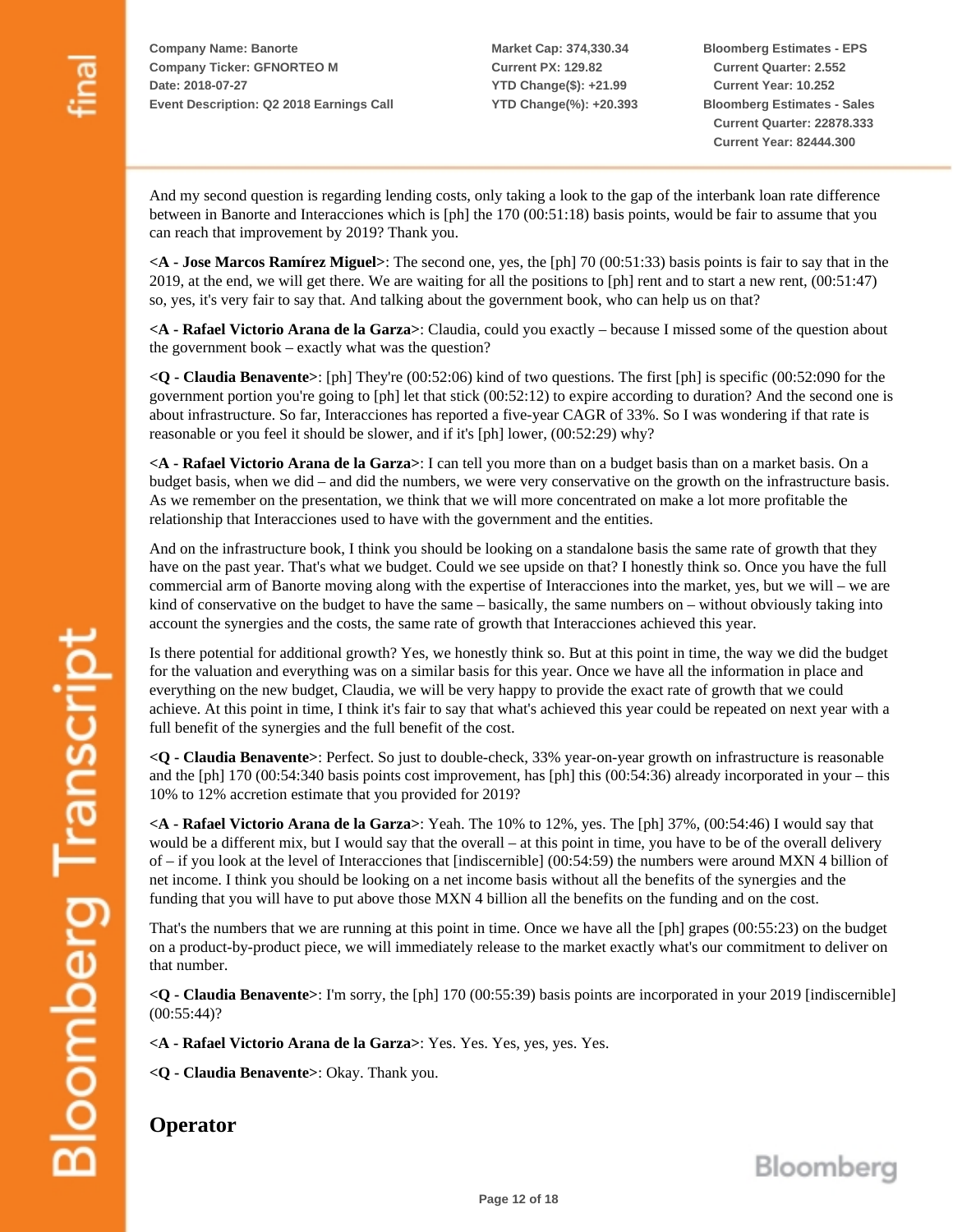And my second question is regarding lending costs, only taking a look to the gap of the interbank loan rate difference between in Banorte and Interacciones which is [ph] the 170 (00:51:18) basis points, would be fair to assume that you can reach that improvement by 2019? Thank you.

**<A - Jose Marcos Ramírez Miguel>**: The second one, yes, the [ph] 70 (00:51:33) basis points is fair to say that in the 2019, at the end, we will get there. We are waiting for all the positions to [ph] rent and to start a new rent, (00:51:47) so, yes, it's very fair to say that. And talking about the government book, who can help us on that?

**<A - Rafael Victorio Arana de la Garza>**: Claudia, could you exactly – because I missed some of the question about the government book – exactly what was the question?

**<Q - Claudia Benavente>**: [ph] They're (00:52:06) kind of two questions. The first [ph] is specific (00:52:090 for the government portion you're going to [ph] let that stick (00:52:12) to expire according to duration? And the second one is about infrastructure. So far, Interacciones has reported a five-year CAGR of 33%. So I was wondering if that rate is reasonable or you feel it should be slower, and if it's [ph] lower, (00:52:29) why?

**<A - Rafael Victorio Arana de la Garza>**: I can tell you more than on a budget basis than on a market basis. On a budget basis, when we did – and did the numbers, we were very conservative on the growth on the infrastructure basis. As we remember on the presentation, we think that we will more concentrated on make a lot more profitable the relationship that Interacciones used to have with the government and the entities.

And on the infrastructure book, I think you should be looking on a standalone basis the same rate of growth that they have on the past year. That's what we budget. Could we see upside on that? I honestly think so. Once you have the full commercial arm of Banorte moving along with the expertise of Interacciones into the market, yes, but we will – we are kind of conservative on the budget to have the same – basically, the same numbers on – without obviously taking into account the synergies and the costs, the same rate of growth that Interacciones achieved this year.

Is there potential for additional growth? Yes, we honestly think so. But at this point in time, the way we did the budget for the valuation and everything was on a similar basis for this year. Once we have all the information in place and everything on the new budget, Claudia, we will be very happy to provide the exact rate of growth that we could achieve. At this point in time, I think it's fair to say that what's achieved this year could be repeated on next year with a full benefit of the synergies and the full benefit of the cost.

**<Q - Claudia Benavente>**: Perfect. So just to double-check, 33% year-on-year growth on infrastructure is reasonable and the [ph] 170 (00:54:340 basis points cost improvement, has [ph] this (00:54:36) already incorporated in your – this 10% to 12% accretion estimate that you provided for 2019?

**<A - Rafael Victorio Arana de la Garza>**: Yeah. The 10% to 12%, yes. The [ph] 37%, (00:54:46) I would say that would be a different mix, but I would say that the overall – at this point in time, you have to be of the overall delivery of – if you look at the level of Interacciones that [indiscernible] (00:54:59) the numbers were around MXN 4 billion of net income. I think you should be looking on a net income basis without all the benefits of the synergies and the funding that you will have to put above those MXN 4 billion all the benefits on the funding and on the cost.

That's the numbers that we are running at this point in time. Once we have all the [ph] grapes (00:55:23) on the budget on a product-by-product piece, we will immediately release to the market exactly what's our commitment to deliver on that number.

**<Q - Claudia Benavente>**: I'm sorry, the [ph] 170 (00:55:39) basis points are incorporated in your 2019 [indiscernible] (00:55:44)?

**<A - Rafael Victorio Arana de la Garza>**: Yes. Yes. Yes, yes, yes. Yes.

**<Q - Claudia Benavente>**: Okay. Thank you.

## Operator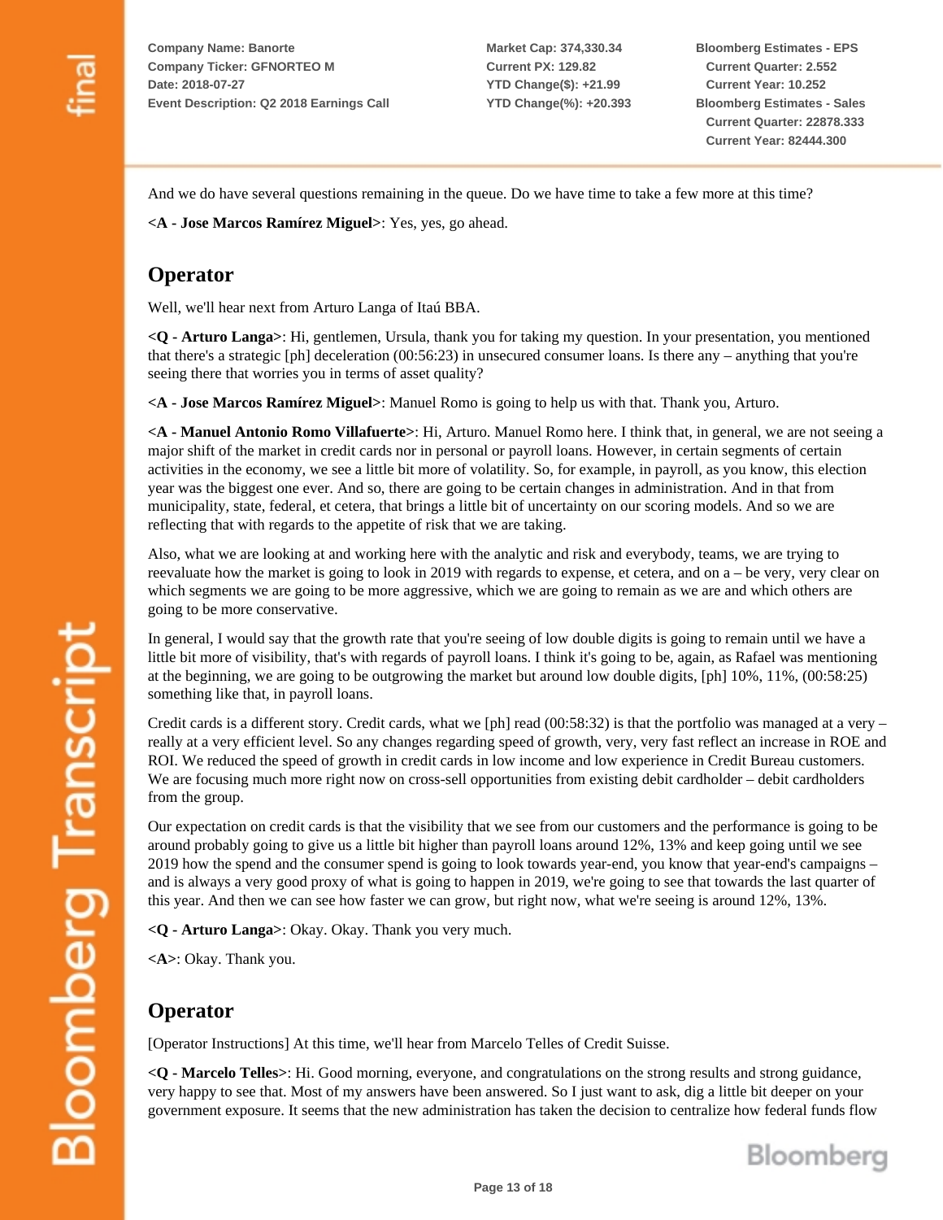And we do have several questions remaining in the queue. Do we have time to take a few more at this time?

**<A - Jose Marcos Ramírez Miguel>**: Yes, yes, go ahead.

## Operator

Well, we'll hear next from Arturo Langa of Itaú BBA.

**<Q - Arturo Langa>**: Hi, gentlemen, Ursula, thank you for taking my question. In your presentation, you mentioned that there's a strategic [ph] deceleration (00:56:23) in unsecured consumer loans. Is there any – anything that you're seeing there that worries you in terms of asset quality?

**<A - Jose Marcos Ramírez Miguel>**: Manuel Romo is going to help us with that. Thank you, Arturo.

**<A - Manuel Antonio Romo Villafuerte>**: Hi, Arturo. Manuel Romo here. I think that, in general, we are not seeing a major shift of the market in credit cards nor in personal or payroll loans. However, in certain segments of certain activities in the economy, we see a little bit more of volatility. So, for example, in payroll, as you know, this election year was the biggest one ever. And so, there are going to be certain changes in administration. And in that from municipality, state, federal, et cetera, that brings a little bit of uncertainty on our scoring models. And so we are reflecting that with regards to the appetite of risk that we are taking.

Also, what we are looking at and working here with the analytic and risk and everybody, teams, we are trying to reevaluate how the market is going to look in 2019 with regards to expense, et cetera, and on a – be very, very clear on which segments we are going to be more aggressive, which we are going to remain as we are and which others are going to be more conservative.

In general, I would say that the growth rate that you're seeing of low double digits is going to remain until we have a little bit more of visibility, that's with regards of payroll loans. I think it's going to be, again, as Rafael was mentioning at the beginning, we are going to be outgrowing the market but around low double digits, [ph] 10%, 11%, (00:58:25) something like that, in payroll loans.

Credit cards is a different story. Credit cards, what we [ph] read (00:58:32) is that the portfolio was managed at a very – really at a very efficient level. So any changes regarding speed of growth, very, very fast reflect an increase in ROE and ROI. We reduced the speed of growth in credit cards in low income and low experience in Credit Bureau customers. We are focusing much more right now on cross-sell opportunities from existing debit cardholder – debit cardholders from the group.

Our expectation on credit cards is that the visibility that we see from our customers and the performance is going to be around probably going to give us a little bit higher than payroll loans around 12%, 13% and keep going until we see 2019 how the spend and the consumer spend is going to look towards year-end, you know that year-end's campaigns – and is always a very good proxy of what is going to happen in 2019, we're going to see that towards the last quarter of this year. And then we can see how faster we can grow, but right now, what we're seeing is around 12%, 13%.

**<Q - Arturo Langa>**: Okay. Okay. Thank you very much.

**<A>**: Okay. Thank you.

## Operator

[Operator Instructions] At this time, we'll hear from Marcelo Telles of Credit Suisse.

**<Q - Marcelo Telles>**: Hi. Good morning, everyone, and congratulations on the strong results and strong guidance, very happy to see that. Most of my answers have been answered. So I just want to ask, dig a little bit deeper on your government exposure. It seems that the new administration has taken the decision to centralize how federal funds flow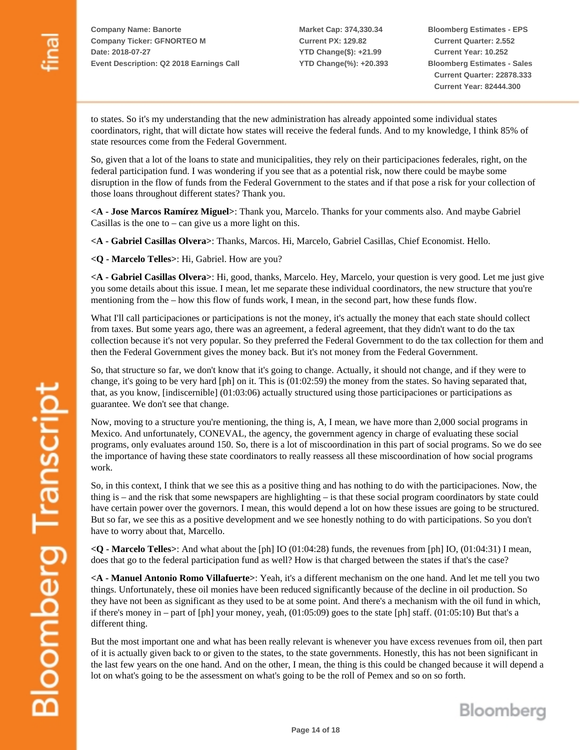to states. So it's my understanding that the new administration has already appointed some individual states coordinators, right, that will dictate how states will receive the federal funds. And to my knowledge, I think 85% of state resources come from the Federal Government.

So, given that a lot of the loans to state and municipalities, they rely on their participaciones federales, right, on the federal participation fund. I was wondering if you see that as a potential risk, now there could be maybe some disruption in the flow of funds from the Federal Government to the states and if that pose a risk for your collection of those loans throughout different states? Thank you.

**<A - Jose Marcos Ramírez Miguel>**: Thank you, Marcelo. Thanks for your comments also. And maybe Gabriel Casillas is the one to – can give us a more light on this.

**<A - Gabriel Casillas Olvera>**: Thanks, Marcos. Hi, Marcelo, Gabriel Casillas, Chief Economist. Hello.

**<Q - Marcelo Telles>**: Hi, Gabriel. How are you?

**<A - Gabriel Casillas Olvera>**: Hi, good, thanks, Marcelo. Hey, Marcelo, your question is very good. Let me just give you some details about this issue. I mean, let me separate these individual coordinators, the new structure that you're mentioning from the – how this flow of funds work, I mean, in the second part, how these funds flow.

What I'll call participaciones or participations is not the money, it's actually the money that each state should collect from taxes. But some years ago, there was an agreement, a federal agreement, that they didn't want to do the tax collection because it's not very popular. So they preferred the Federal Government to do the tax collection for them and then the Federal Government gives the money back. But it's not money from the Federal Government.

So, that structure so far, we don't know that it's going to change. Actually, it should not change, and if they were to change, it's going to be very hard [ph] on it. This is (01:02:59) the money from the states. So having separated that, that, as you know, [indiscernible] (01:03:06) actually structured using those participaciones or participations as guarantee. We don't see that change.

Now, moving to a structure you're mentioning, the thing is, A, I mean, we have more than 2,000 social programs in Mexico. And unfortunately, CONEVAL, the agency, the government agency in charge of evaluating these social programs, only evaluates around 150. So, there is a lot of miscoordination in this part of social programs. So we do see the importance of having these state coordinators to really reassess all these miscoordination of how social programs work.

So, in this context, I think that we see this as a positive thing and has nothing to do with the participaciones. Now, the thing is – and the risk that some newspapers are highlighting – is that these social program coordinators by state could have certain power over the governors. I mean, this would depend a lot on how these issues are going to be structured. But so far, we see this as a positive development and we see honestly nothing to do with participations. So you don't have to worry about that, Marcello.

**<Q - Marcelo Telles>**: And what about the [ph] IO (01:04:28) funds, the revenues from [ph] IO, (01:04:31) I mean, does that go to the federal participation fund as well? How is that charged between the states if that's the case?

**<A - Manuel Antonio Romo Villafuerte>**: Yeah, it's a different mechanism on the one hand. And let me tell you two things. Unfortunately, these oil monies have been reduced significantly because of the decline in oil production. So they have not been as significant as they used to be at some point. And there's a mechanism with the oil fund in which, if there's money in – part of [ph] your money, yeah, (01:05:09) goes to the state [ph] staff. (01:05:10) But that's a different thing.

But the most important one and what has been really relevant is whenever you have excess revenues from oil, then part of it is actually given back to or given to the states, to the state governments. Honestly, this has not been significant in the last few years on the one hand. And on the other, I mean, the thing is this could be changed because it will depend a lot on what's going to be the assessment on what's going to be the roll of Pemex and so on so forth.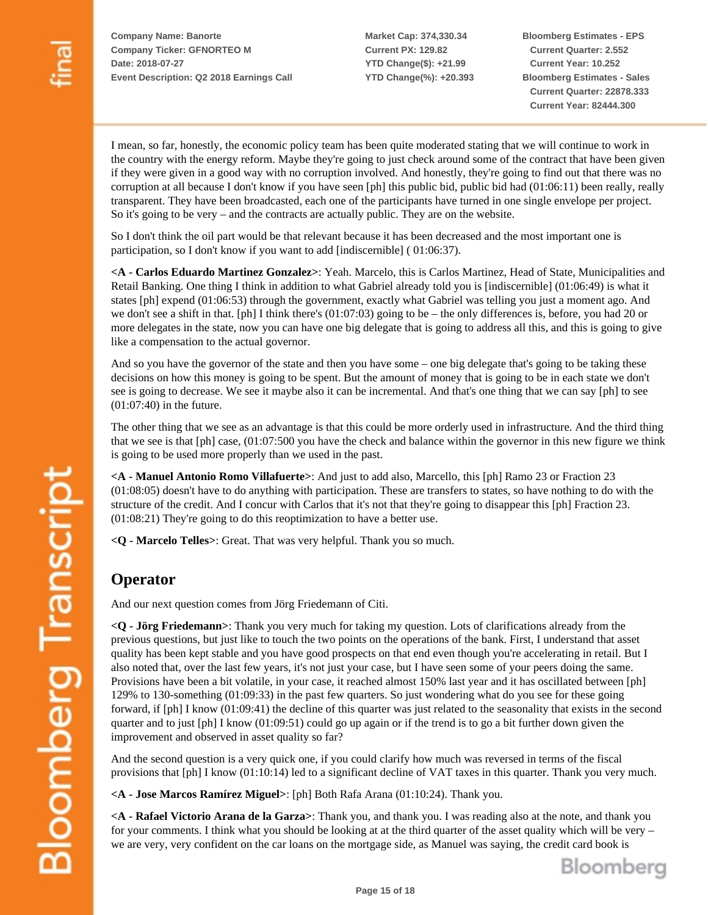I mean, so far, honestly, the economic policy team has been quite moderated stating that we will continue to work in the country with the energy reform. Maybe they're going to just check around some of the contract that have been given if they were given in a good way with no corruption involved. And honestly, they're going to find out that there was no corruption at all because I don't know if you have seen [ph] this public bid, public bid had (01:06:11) been really, really transparent. They have been broadcasted, each one of the participants have turned in one single envelope per project. So it's going to be very – and the contracts are actually public. They are on the website.

So I don't think the oil part would be that relevant because it has been decreased and the most important one is participation, so I don't know if you want to add [indiscernible] ( 01:06:37).

**<A - Carlos Eduardo Martinez Gonzalez>**: Yeah. Marcelo, this is Carlos Martinez, Head of State, Municipalities and Retail Banking. One thing I think in addition to what Gabriel already told you is [indiscernible] (01:06:49) is what it states [ph] expend (01:06:53) through the government, exactly what Gabriel was telling you just a moment ago. And we don't see a shift in that. [ph] I think there's (01:07:03) going to be – the only differences is, before, you had 20 or more delegates in the state, now you can have one big delegate that is going to address all this, and this is going to give like a compensation to the actual governor.

And so you have the governor of the state and then you have some – one big delegate that's going to be taking these decisions on how this money is going to be spent. But the amount of money that is going to be in each state we don't see is going to decrease. We see it maybe also it can be incremental. And that's one thing that we can say [ph] to see (01:07:40) in the future.

The other thing that we see as an advantage is that this could be more orderly used in infrastructure. And the third thing that we see is that [ph] case, (01:07:500 you have the check and balance within the governor in this new figure we think is going to be used more properly than we used in the past.

**<A - Manuel Antonio Romo Villafuerte>**: And just to add also, Marcello, this [ph] Ramo 23 or Fraction 23 (01:08:05) doesn't have to do anything with participation. These are transfers to states, so have nothing to do with the structure of the credit. And I concur with Carlos that it's not that they're going to disappear this [ph] Fraction 23. (01:08:21) They're going to do this reoptimization to have a better use.

**<Q - Marcelo Telles>**: Great. That was very helpful. Thank you so much.

## Operator

And our next question comes from Jörg Friedemann of Citi.

**<Q - Jörg Friedemann>**: Thank you very much for taking my question. Lots of clarifications already from the previous questions, but just like to touch the two points on the operations of the bank. First, I understand that asset quality has been kept stable and you have good prospects on that end even though you're accelerating in retail. But I also noted that, over the last few years, it's not just your case, but I have seen some of your peers doing the same. Provisions have been a bit volatile, in your case, it reached almost 150% last year and it has oscillated between [ph] 129% to 130-something (01:09:33) in the past few quarters. So just wondering what do you see for these going forward, if [ph] I know (01:09:41) the decline of this quarter was just related to the seasonality that exists in the second quarter and to just [ph] I know (01:09:51) could go up again or if the trend is to go a bit further down given the improvement and observed in asset quality so far?

And the second question is a very quick one, if you could clarify how much was reversed in terms of the fiscal provisions that [ph] I know (01:10:14) led to a significant decline of VAT taxes in this quarter. Thank you very much.

**<A - Jose Marcos Ramírez Miguel>**: [ph] Both Rafa Arana (01:10:24). Thank you.

**<A - Rafael Victorio Arana de la Garza>**: Thank you, and thank you. I was reading also at the note, and thank you for your comments. I think what you should be looking at at the third quarter of the asset quality which will be very – we are very, very confident on the car loans on the mortgage side, as Manuel was saying, the credit card book is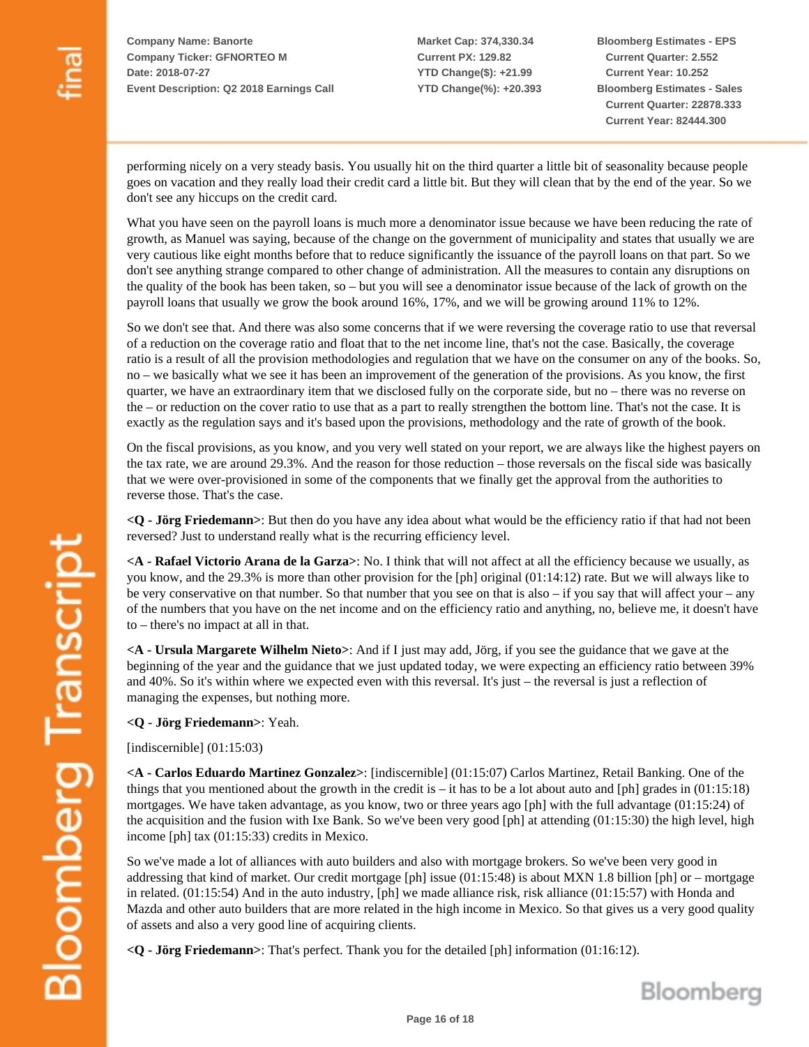performing nicely on a very steady basis. You usually hit on the third quarter a little bit of seasonality because people goes on vacation and they really load their credit card a little bit. But they will clean that by the end of the year. So we don't see any hiccups on the credit card.

What you have seen on the payroll loans is much more a denominator issue because we have been reducing the rate of growth, as Manuel was saying, because of the change on the government of municipality and states that usually we are very cautious like eight months before that to reduce significantly the issuance of the payroll loans on that part. So we don't see anything strange compared to other change of administration. All the measures to contain any disruptions on the quality of the book has been taken, so – but you will see a denominator issue because of the lack of growth on the payroll loans that usually we grow the book around 16%, 17%, and we will be growing around 11% to 12%.

So we don't see that. And there was also some concerns that if we were reversing the coverage ratio to use that reversal of a reduction on the coverage ratio and float that to the net income line, that's not the case. Basically, the coverage ratio is a result of all the provision methodologies and regulation that we have on the consumer on any of the books. So, no – we basically what we see it has been an improvement of the generation of the provisions. As you know, the first quarter, we have an extraordinary item that we disclosed fully on the corporate side, but no – there was no reverse on the – or reduction on the cover ratio to use that as a part to really strengthen the bottom line. That's not the case. It is exactly as the regulation says and it's based upon the provisions, methodology and the rate of growth of the book.

On the fiscal provisions, as you know, and you very well stated on your report, we are always like the highest payers on the tax rate, we are around 29.3%. And the reason for those reduction – those reversals on the fiscal side was basically that we were over-provisioned in some of the components that we finally get the approval from the authorities to reverse those. That's the case.

**<Q - Jörg Friedemann>**: But then do you have any idea about what would be the efficiency ratio if that had not been reversed? Just to understand really what is the recurring efficiency level.

**<A - Rafael Victorio Arana de la Garza>**: No. I think that will not affect at all the efficiency because we usually, as you know, and the 29.3% is more than other provision for the [ph] original (01:14:12) rate. But we will always like to be very conservative on that number. So that number that you see on that is also – if you say that will affect your – any of the numbers that you have on the net income and on the efficiency ratio and anything, no, believe me, it doesn't have to – there's no impact at all in that.

**<A - Ursula Margarete Wilhelm Nieto>**: And if I just may add, Jörg, if you see the guidance that we gave at the beginning of the year and the guidance that we just updated today, we were expecting an efficiency ratio between 39% and 40%. So it's within where we expected even with this reversal. It's just – the reversal is just a reflection of managing the expenses, but nothing more.

**<Q - Jörg Friedemann>**: Yeah.

[indiscernible] (01:15:03)

**<A - Carlos Eduardo Martinez Gonzalez>**: [indiscernible] (01:15:07) Carlos Martinez, Retail Banking. One of the things that you mentioned about the growth in the credit is – it has to be a lot about auto and [ph] grades in (01:15:18) mortgages. We have taken advantage, as you know, two or three years ago [ph] with the full advantage (01:15:24) of the acquisition and the fusion with Ixe Bank. So we've been very good [ph] at attending (01:15:30) the high level, high income [ph] tax (01:15:33) credits in Mexico.

So we've made a lot of alliances with auto builders and also with mortgage brokers. So we've been very good in addressing that kind of market. Our credit mortgage [ph] issue (01:15:48) is about MXN 1.8 billion [ph] or – mortgage in related. (01:15:54) And in the auto industry, [ph] we made alliance risk, risk alliance (01:15:57) with Honda and Mazda and other auto builders that are more related in the high income in Mexico. So that gives us a very good quality of assets and also a very good line of acquiring clients.

**<Q - Jörg Friedemann>**: That's perfect. Thank you for the detailed [ph] information (01:16:12).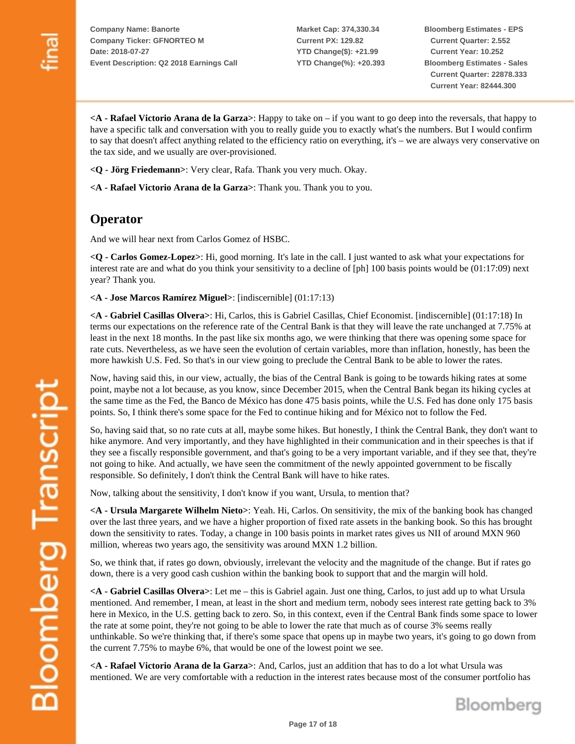<A - Rafael Victorio Arana de la Garza>: Happy to take on – if you want to go deep into the reversals, that happy to have a specific talk and conversation with you to really guide you to exactly what's the numbers. But I would confirm to say that doesn't affect anything related to the efficiency ratio on everything, it's – we are always very conservative on the tax side, and we usually are over-provisioned.

<Q - Jörg Friedemann>: Very clear, Rafa. Thank you very much. Okay.

<A - Rafael Victorio Arana de la Garza>: Thank you. Thank you to you.

## Operator

And we will hear next from Carlos Gomez of HSBC.

<Q - Carlos Gomez-Lopez>: Hi, good morning. It's late in the call. I just wanted to ask what your expectations for interest rate are and what do you think your sensitivity to a decline of [ph] 100 basis points would be (01:17:09) next year? Thank you.

<A - Jose Marcos Ramírez Miguel>: [indiscernible] (01:17:13)

<A - Gabriel Casillas Olvera>: Hi, Carlos, this is Gabriel Casillas, Chief Economist. [indiscernible] (01:17:18) In terms our expectations on the reference rate of the Central Bank is that they will leave the rate unchanged at 7.75% at least in the next 18 months. In the past like six months ago, we were thinking that there was opening some space for rate cuts. Nevertheless, as we have seen the evolution of certain variables, more than inflation, honestly, has been the more hawkish U.S. Fed. So that's in our view going to preclude the Central Bank to be able to lower the rates.

Now, having said this, in our view, actually, the bias of the Central Bank is going to be towards hiking rates at some point, maybe not a lot because, as you know, since December 2015, when the Central Bank began its hiking cycles at the same time as the Fed, the Banco de México has done 475 basis points, while the U.S. Fed has done only 175 basis points. So, I think there's some space for the Fed to continue hiking and for México not to follow the Fed.

So, having said that, so no rate cuts at all, maybe some hikes. But honestly, I think the Central Bank, they don't want to hike anymore. And very importantly, and they have highlighted in their communication and in their speeches is that if they see a fiscally responsible government, and that's going to be a very important variable, and if they see that, they're not going to hike. And actually, we have seen the commitment of the newly appointed government to be fiscally responsible. So definitely, I don't think the Central Bank will have to hike rates.

Now, talking about the sensitivity, I don't know if you want, Ursula, to mention that?

<A - Ursula Margarete Wilhelm Nieto>: Yeah. Hi, Carlos. On sensitivity, the mix of the banking book has changed over the last three years, and we have a higher proportion of fixed rate assets in the banking book. So this has brought down the sensitivity to rates. Today, a change in 100 basis points in market rates gives us NII of around MXN 960 million, whereas two years ago, the sensitivity was around MXN 1.2 billion.

So, we think that, if rates go down, obviously, irrelevant the velocity and the magnitude of the change. But if rates go down, there is a very good cash cushion within the banking book to support that and the margin will hold.

<A - Gabriel Casillas Olvera>: Let me – this is Gabriel again. Just one thing, Carlos, to just add up to what Ursula mentioned. And remember, I mean, at least in the short and medium term, nobody sees interest rate getting back to 3% here in Mexico, in the U.S. getting back to zero. So, in this context, even if the Central Bank finds some space to lower the rate at some point, they're not going to be able to lower the rate that much as of course 3% seems really unthinkable. So we're thinking that, if there's some space that opens up in maybe two years, it's going to go down from the current 7.75% to maybe 6%, that would be one of the lowest point we see.

<A - Rafael Victorio Arana de la Garza>: And, Carlos, just an addition that has to do a lot what Ursula was mentioned. We are very comfortable with a reduction in the interest rates because most of the consumer portfolio has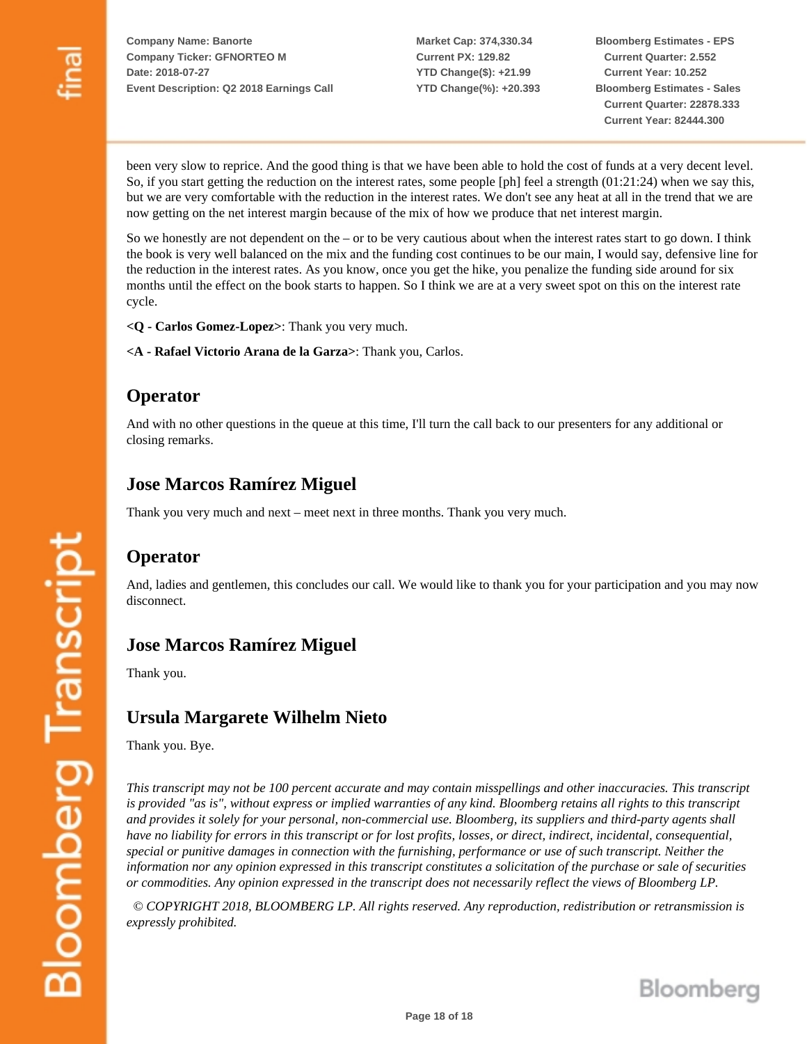been very slow to reprice. And the good thing is that we have been able to hold the cost of funds at a very decent level. So, if you start getting the reduction on the interest rates, some people [ph] feel a strength (01:21:24) when we say this, but we are very comfortable with the reduction in the interest rates. We don't see any heat at all in the trend that we are now getting on the net interest margin because of the mix of how we produce that net interest margin.

So we honestly are not dependent on the – or to be very cautious about when the interest rates start to go down. I think the book is very well balanced on the mix and the funding cost continues to be our main, I would say, defensive line for the reduction in the interest rates. As you know, once you get the hike, you penalize the funding side around for six months until the effect on the book starts to happen. So I think we are at a very sweet spot on this on the interest rate cycle.

**<Q - Carlos Gomez-Lopez>**: Thank you very much.

**<A - Rafael Victorio Arana de la Garza>**: Thank you, Carlos.

## Operator

And with no other questions in the queue at this time, I'll turn the call back to our presenters for any additional or closing remarks.

## Jose Marcos Ramírez Miguel

Thank you very much and next – meet next in three months. Thank you very much.

## Operator

And, ladies and gentlemen, this concludes our call. We would like to thank you for your participation and you may now disconnect.

## Jose Marcos Ramírez Miguel

Thank you.

## Ursula Margarete Wilhelm Nieto

Thank you. Bye.

*This transcript may not be 100 percent accurate and may contain misspellings and other inaccuracies. This transcript is provided "as is", without express or implied warranties of any kind. Bloomberg retains all rights to this transcript and provides it solely for your personal, non-commercial use. Bloomberg, its suppliers and third-party agents shall have no liability for errors in this transcript or for lost profits, losses, or direct, indirect, incidental, consequential, special or punitive damages in connection with the furnishing, performance or use of such transcript. Neither the information nor any opinion expressed in this transcript constitutes a solicitation of the purchase or sale of securities or commodities. Any opinion expressed in the transcript does not necessarily reflect the views of Bloomberg LP.*

*© COPYRIGHT 2018, BLOOMBERG LP. All rights reserved. Any reproduction, redistribution or retransmission is expressly prohibited.*